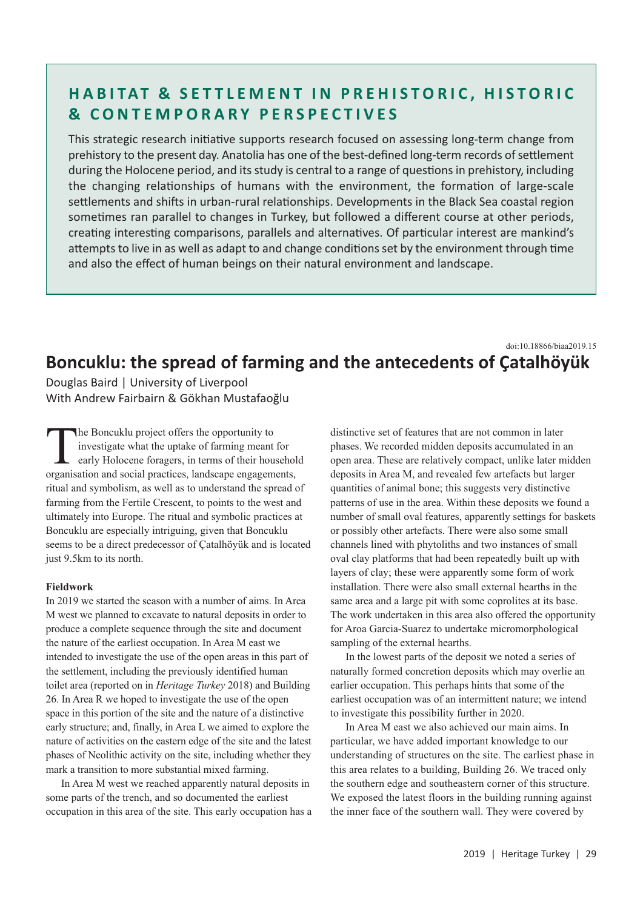## HABITAT & SETTLEMENT IN PREHISTORIC, HISTORIC & CONTEMPORARY PERSPECTIVES

This strategic research initiative supports research focused on assessing long-term change from prehistory to the present day. Anatolia has one of the best-defined long-term records of settlement during the Holocene period, and its study is central to a range of questions in prehistory, including the changing relationships of humans with the environment, the formation of large-scale settlements and shifts in urban-rural relationships. Developments in the Black Sea coastal region sometimes ran parallel to changes in Turkey, but followed a different course at other periods, creating interesting comparisons, parallels and alternatives. Of particular interest are mankind's attempts to live in as well as adapt to and change conditions set by the environment through time and also the effect of human beings on their natural environment and landscape.

doi:10.18866/biaa2019.15

# Boncuklu: the spread of farming and the antecedents of Çatalhöyük

Douglas Baird | University of Liverpool
With Andrew Fairbairn & Gökhan Mustafaoğlu

The Boncuklu project offers the opportunity to investigate what the uptake of farming meant for early Holocene foragers, in terms of their household organisation and social practices, landscape engagements, ritual and symbolism, as well as to understand the spread of farming from the Fertile Crescent, to points to the west and ultimately into Europe. The ritual and symbolic practices at Boncuklu are especially intriguing, given that Boncuklu seems to be a direct predecessor of Çatalhöyük and is located just 9.5km to its north.

### Fieldwork

In 2019 we started the season with a number of aims. In Area M west we planned to excavate to natural deposits in order to produce a complete sequence through the site and document the nature of the earliest occupation. In Area M east we intended to investigate the use of the open areas in this part of the settlement, including the previously identified human toilet area (reported on in *Heritage Turkey* 2018) and Building 26. In Area R we hoped to investigate the use of the open space in this portion of the site and the nature of a distinctive early structure; and, finally, in Area L we aimed to explore the nature of activities on the eastern edge of the site and the latest phases of Neolithic activity on the site, including whether they mark a transition to more substantial mixed farming.

In Area M west we reached apparently natural deposits in some parts of the trench, and so documented the earliest occupation in this area of the site. This early occupation has a distinctive set of features that are not common in later phases. We recorded midden deposits accumulated in an open area. These are relatively compact, unlike later midden deposits in Area M, and revealed few artefacts but larger quantities of animal bone; this suggests very distinctive patterns of use in the area. Within these deposits we found a number of small oval features, apparently settings for baskets or possibly other artefacts. There were also some small channels lined with phytoliths and two instances of small oval clay platforms that had been repeatedly built up with layers of clay; these were apparently some form of work installation. There were also small external hearths in the same area and a large pit with some coprolites at its base. The work undertaken in this area also offered the opportunity for Aroa Garcia-Suarez to undertake micromorphological sampling of the external hearths.

In the lowest parts of the deposit we noted a series of naturally formed concretion deposits which may overlie an earlier occupation. This perhaps hints that some of the earliest occupation was of an intermittent nature; we intend to investigate this possibility further in 2020.

In Area M east we also achieved our main aims. In particular, we have added important knowledge to our understanding of structures on the site. The earliest phase in this area relates to a building, Building 26. We traced only the southern edge and southeastern corner of this structure. We exposed the latest floors in the building running against the inner face of the southern wall. They were covered by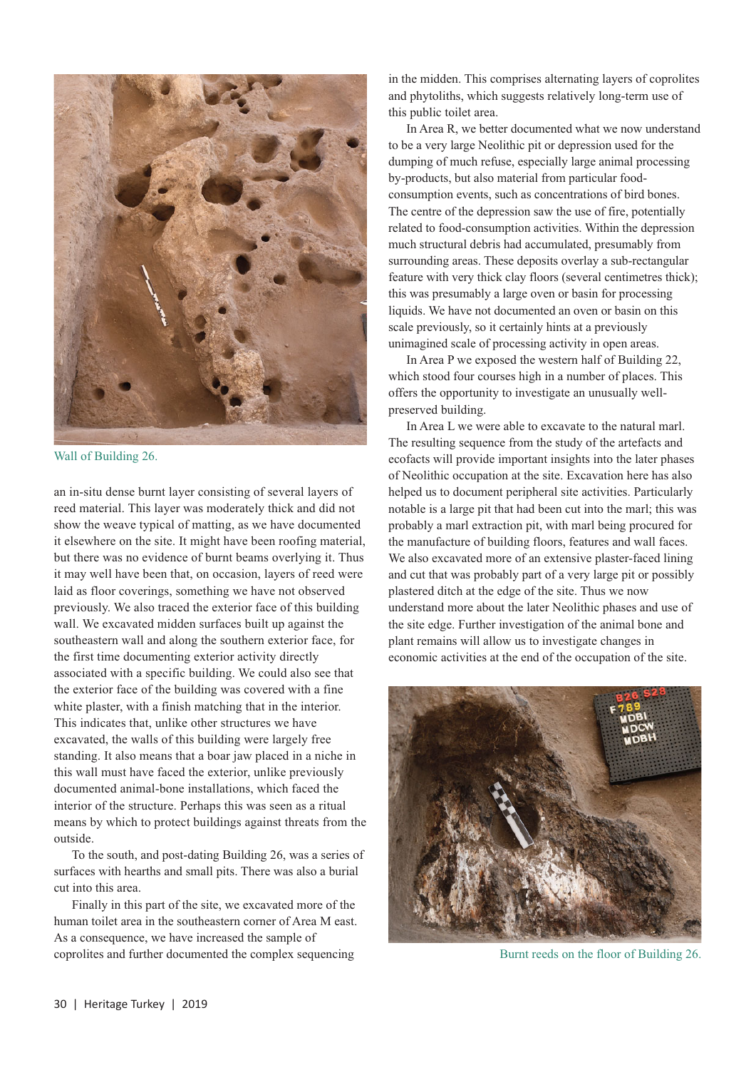Wall of Building 26.

an in-situ dense burnt layer consisting of several layers of reed material. This layer was moderately thick and did not show the weave typical of matting, as we have documented it elsewhere on the site. It might have been roofing material, but there was no evidence of burnt beams overlying it. Thus it may well have been that, on occasion, layers of reed were laid as floor coverings, something we have not observed previously. We also traced the exterior face of this building wall. We excavated midden surfaces built up against the southeastern wall and along the southern exterior face, for the first time documenting exterior activity directly associated with a specific building. We could also see that the exterior face of the building was covered with a fine white plaster, with a finish matching that in the interior. This indicates that, unlike other structures we have excavated, the walls of this building were largely free standing. It also means that a boar jaw placed in a niche in this wall must have faced the exterior, unlike previously documented animal-bone installations, which faced the interior of the structure. Perhaps this was seen as a ritual means by which to protect buildings against threats from the outside.

To the south, and post-dating Building 26, was a series of surfaces with hearths and small pits. There was also a burial cut into this area.

Finally in this part of the site, we excavated more of the human toilet area in the southeastern corner of Area M east. As a consequence, we have increased the sample of coprolites and further documented the complex sequencing in the midden. This comprises alternating layers of coprolites and phytoliths, which suggests relatively long-term use of this public toilet area.

In Area R, we better documented what we now understand to be a very large Neolithic pit or depression used for the dumping of much refuse, especially large animal processing by-products, but also material from particular food-consumption events, such as concentrations of bird bones. The centre of the depression saw the use of fire, potentially related to food-consumption activities. Within the depression much structural debris had accumulated, presumably from surrounding areas. These deposits overlay a sub-rectangular feature with very thick clay floors (several centimetres thick); this was presumably a large oven or basin for processing liquids. We have not documented an oven or basin on this scale previously, so it certainly hints at a previously unimagined scale of processing activity in open areas.

In Area P we exposed the western half of Building 22, which stood four courses high in a number of places. This offers the opportunity to investigate an unusually well-preserved building.

In Area L we were able to excavate to the natural marl. The resulting sequence from the study of the artefacts and ecofacts will provide important insights into the later phases of Neolithic occupation at the site. Excavation here has also helped us to document peripheral site activities. Particularly notable is a large pit that had been cut into the marl; this was probably a marl extraction pit, with marl being procured for the manufacture of building floors, features and wall faces. We also excavated more of an extensive plaster-faced lining and cut that was probably part of a very large pit or possibly plastered ditch at the edge of the site. Thus we now understand more about the later Neolithic phases and use of the site edge. Further investigation of the animal bone and plant remains will allow us to investigate changes in economic activities at the end of the occupation of the site.

Burnt reeds on the floor of Building 26.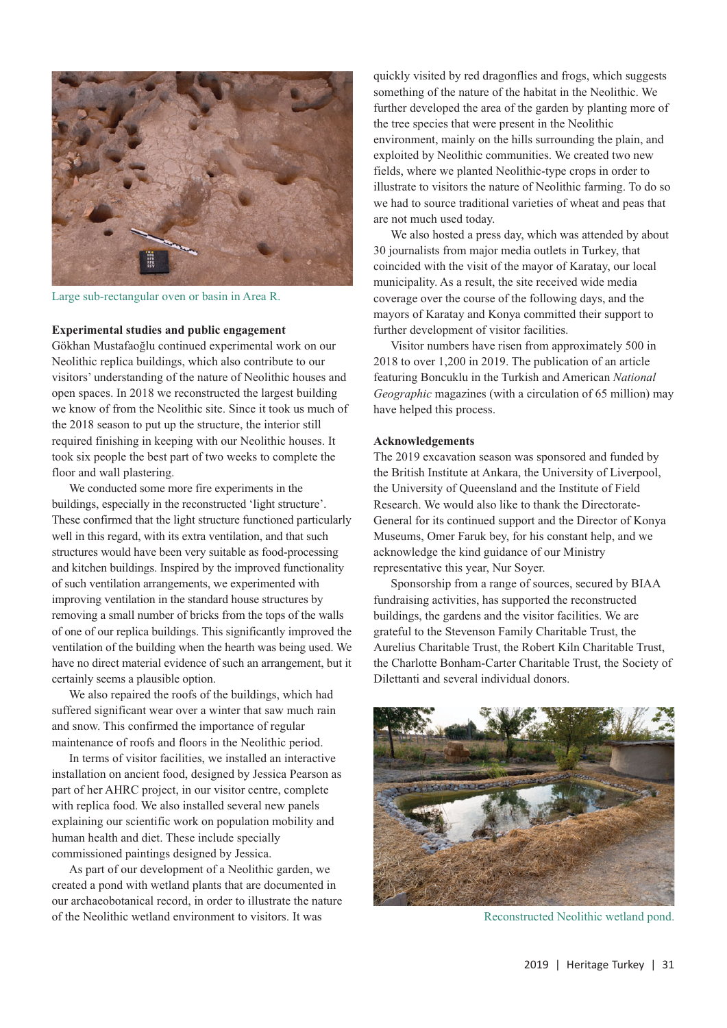Large sub-rectangular oven or basin in Area R.

**Experimental studies and public engagement**

Gökhan Mustafaoğlu continued experimental work on our Neolithic replica buildings, which also contribute to our visitors' understanding of the nature of Neolithic houses and open spaces. In 2018 we reconstructed the largest building we know of from the Neolithic site. Since it took us much of the 2018 season to put up the structure, the interior still required finishing in keeping with our Neolithic houses. It took six people the best part of two weeks to complete the floor and wall plastering.

We conducted some more fire experiments in the buildings, especially in the reconstructed 'light structure'. These confirmed that the light structure functioned particularly well in this regard, with its extra ventilation, and that such structures would have been very suitable as food-processing and kitchen buildings. Inspired by the improved functionality of such ventilation arrangements, we experimented with improving ventilation in the standard house structures by removing a small number of bricks from the tops of the walls of one of our replica buildings. This significantly improved the ventilation of the building when the hearth was being used. We have no direct material evidence of such an arrangement, but it certainly seems a plausible option.

We also repaired the roofs of the buildings, which had suffered significant wear over a winter that saw much rain and snow. This confirmed the importance of regular maintenance of roofs and floors in the Neolithic period.

In terms of visitor facilities, we installed an interactive installation on ancient food, designed by Jessica Pearson as part of her AHRC project, in our visitor centre, complete with replica food. We also installed several new panels explaining our scientific work on population mobility and human health and diet. These include specially commissioned paintings designed by Jessica.

As part of our development of a Neolithic garden, we created a pond with wetland plants that are documented in our archaeobotanical record, in order to illustrate the nature of the Neolithic wetland environment to visitors. It was quickly visited by red dragonflies and frogs, which suggests something of the nature of the habitat in the Neolithic. We further developed the area of the garden by planting more of the tree species that were present in the Neolithic environment, mainly on the hills surrounding the plain, and exploited by Neolithic communities. We created two new fields, where we planted Neolithic-type crops in order to illustrate to visitors the nature of Neolithic farming. To do so we had to source traditional varieties of wheat and peas that are not much used today.

We also hosted a press day, which was attended by about 30 journalists from major media outlets in Turkey, that coincided with the visit of the mayor of Karatay, our local municipality. As a result, the site received wide media coverage over the course of the following days, and the mayors of Karatay and Konya committed their support to further development of visitor facilities.

Visitor numbers have risen from approximately 500 in 2018 to over 1,200 in 2019. The publication of an article featuring Boncuklu in the Turkish and American *National Geographic* magazines (with a circulation of 65 million) may have helped this process.

**Acknowledgements**

The 2019 excavation season was sponsored and funded by the British Institute at Ankara, the University of Liverpool, the University of Queensland and the Institute of Field Research. We would also like to thank the Directorate-General for its continued support and the Director of Konya Museums, Omer Faruk bey, for his constant help, and we acknowledge the kind guidance of our Ministry representative this year, Nur Soyer.

Sponsorship from a range of sources, secured by BIAA fundraising activities, has supported the reconstructed buildings, the gardens and the visitor facilities. We are grateful to the Stevenson Family Charitable Trust, the Aurelius Charitable Trust, the Robert Kiln Charitable Trust, the Charlotte Bonham-Carter Charitable Trust, the Society of Dilettanti and several individual donors.

Reconstructed Neolithic wetland pond.